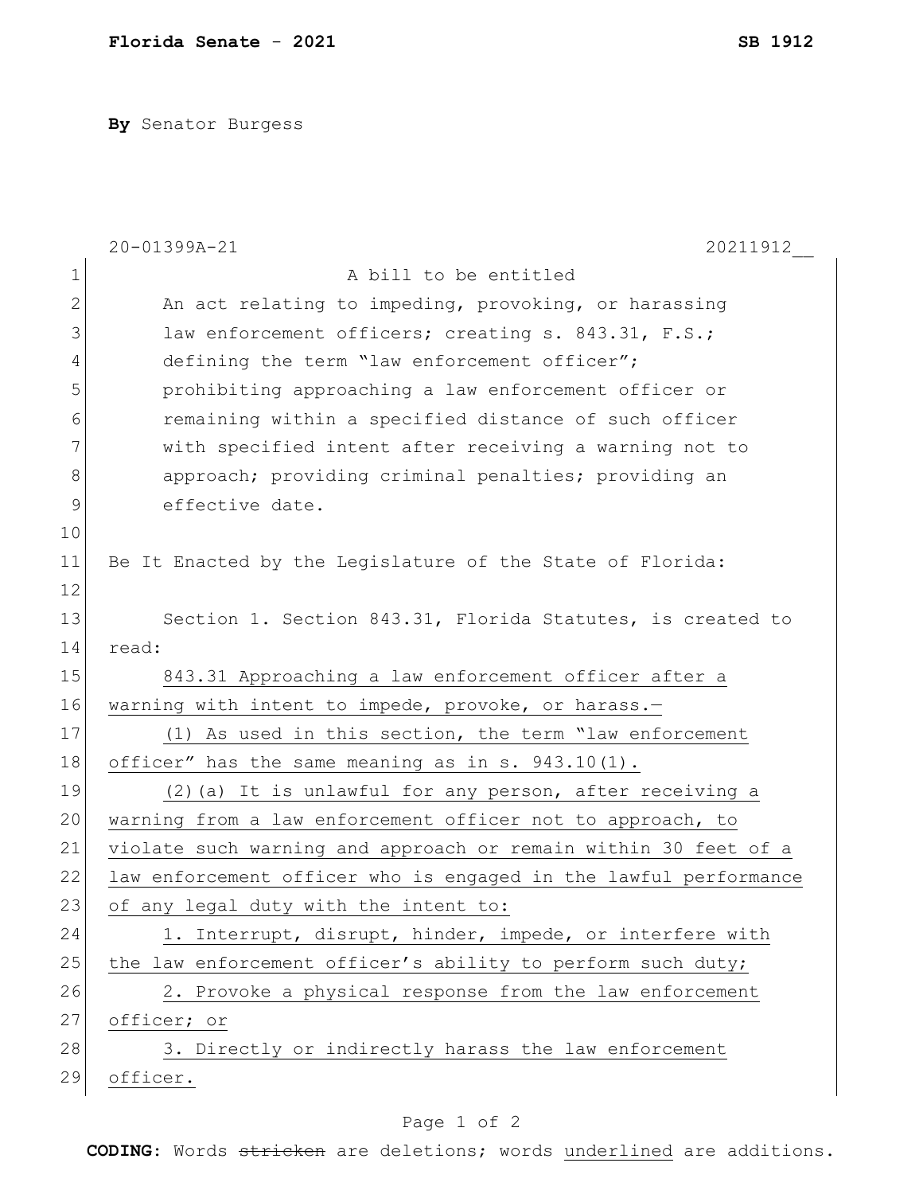**By** Senator Burgess

20-01399A-21 20211912__

A bill to be entitled

An act relating to impeding, provoking, or harassing law enforcement officers; creating s. 843.31, F.S.; defining the term "law enforcement officer"; prohibiting approaching a law enforcement officer or remaining within a specified distance of such officer with specified intent after receiving a warning not to approach; providing criminal penalties; providing an effective date.

Be It Enacted by the Legislature of the State of Florida:

Section 1. Section 843.31, Florida Statutes, is created to read:

843.31 Approaching a law enforcement officer after a warning with intent to impede, provoke, or harass.—

(1) As used in this section, the term "law enforcement officer" has the same meaning as in s. 943.10(1).

(2)(a) It is unlawful for any person, after receiving a warning from a law enforcement officer not to approach, to violate such warning and approach or remain within 30 feet of a law enforcement officer who is engaged in the lawful performance of any legal duty with the intent to:

1. Interrupt, disrupt, hinder, impede, or interfere with the law enforcement officer's ability to perform such duty;

2. Provoke a physical response from the law enforcement officer; or

3. Directly or indirectly harass the law enforcement officer.

**CODING:** Words ~~stricken~~ are deletions; words underlined are additions.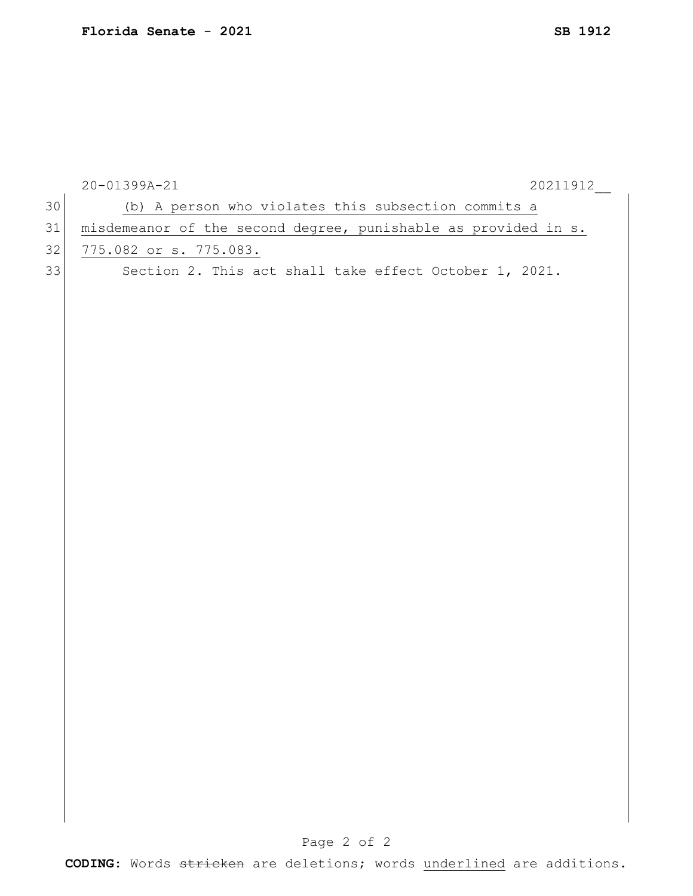20-01399A-21 20211912__

30 (b) A person who violates this subsection commits a
31 misdemeanor of the second degree, punishable as provided in s.
32 775.082 or s. 775.083.
33 Section 2. This act shall take effect October 1, 2021.

**CODING:** Words ~~stricken~~ are deletions; words underlined are additions.